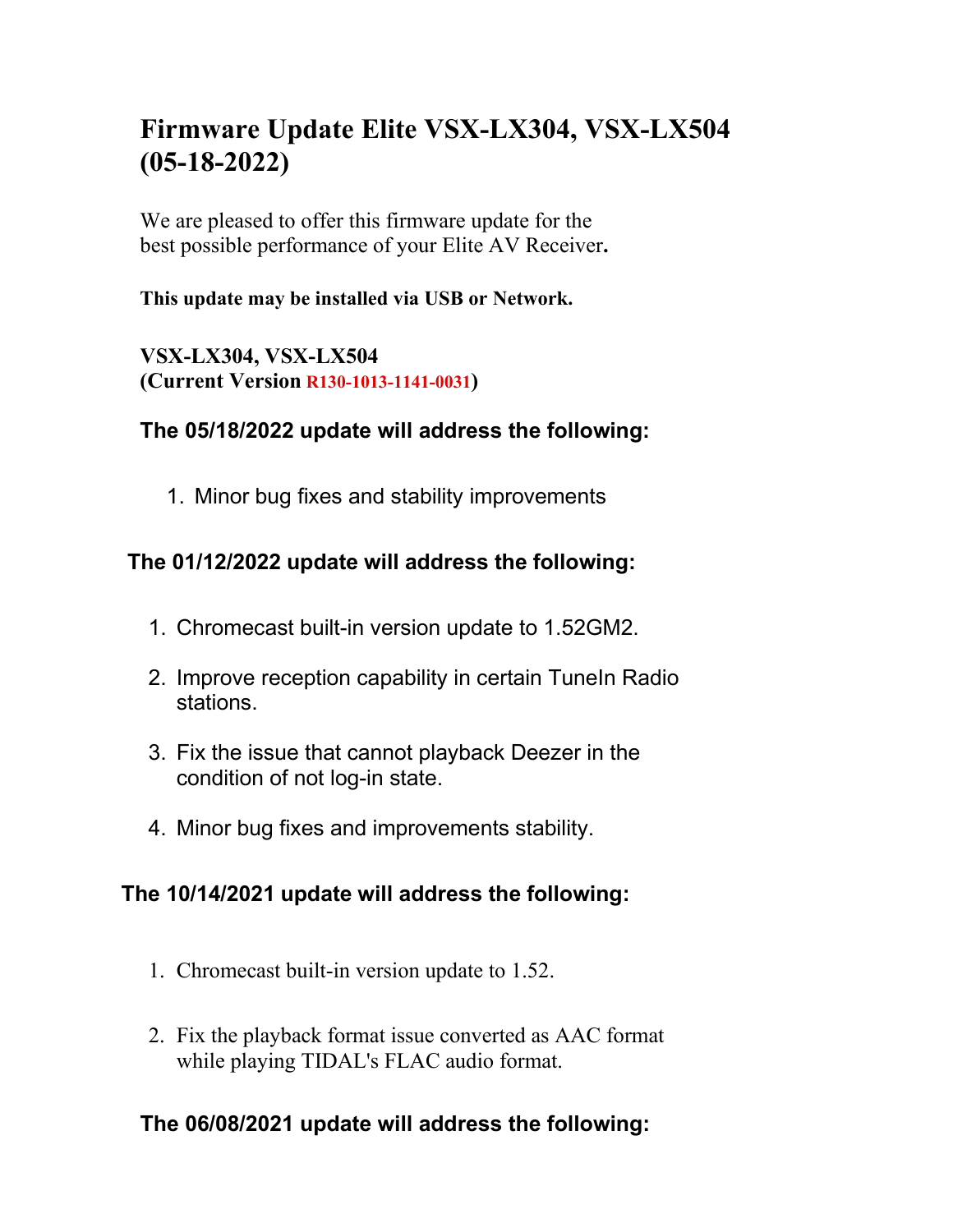# Firmware Update Elite VSX-LX304, VSX-LX504 (05-18-2022)

We are pleased to offer this firmware update for the best possible performance of your Elite AV Receiver**.**

**This update may be installed via USB or Network.**

**VSX-LX304, VSX-LX504**
**(Current Version R130-1013-1141-0031)**

### The 05/18/2022 update will address the following:

1. Minor bug fixes and stability improvements

### The 01/12/2022 update will address the following:

1. Chromecast built-in version update to 1.52GM2.
2. Improve reception capability in certain TuneIn Radio stations.
3. Fix the issue that cannot playback Deezer in the condition of not log-in state.
4. Minor bug fixes and improvements stability.

### The 10/14/2021 update will address the following:

1. Chromecast built-in version update to 1.52.
2. Fix the playback format issue converted as AAC format while playing TIDAL's FLAC audio format.

### The 06/08/2021 update will address the following: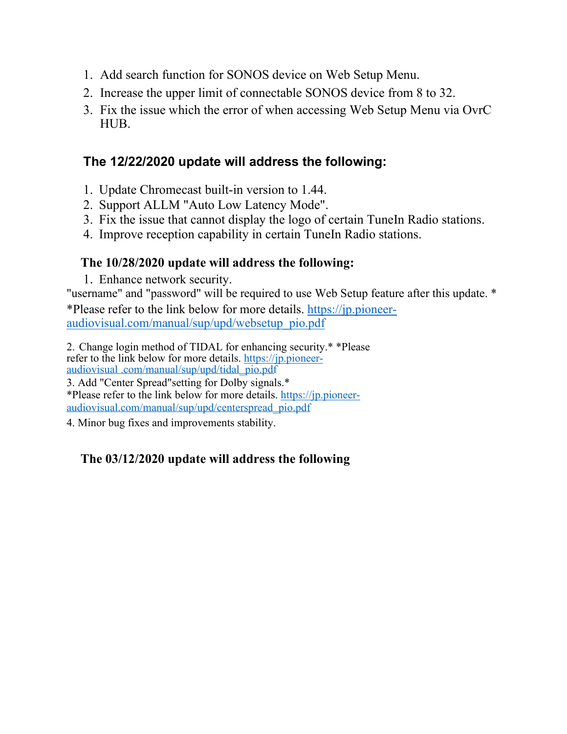1. Add search function for SONOS device on Web Setup Menu.
2. Increase the upper limit of connectable SONOS device from 8 to 32.
3. Fix the issue which the error of when accessing Web Setup Menu via OvrC HUB.

### The 12/22/2020 update will address the following:

1. Update Chromecast built-in version to 1.44.
2. Support ALLM "Auto Low Latency Mode".
3. Fix the issue that cannot display the logo of certain TuneIn Radio stations.
4. Improve reception capability in certain TuneIn Radio stations.

### The 10/28/2020 update will address the following:

1. Enhance network security.

"username" and "password" will be required to use Web Setup feature after this update. *
*Please refer to the link below for more details. https://jp.pioneer-audiovisual.com/manual/sup/upd/websetup_pio.pdf

2. Change login method of TIDAL for enhancing security.* *Please refer to the link below for more details. https://jp.pioneer-audiovisual .com/manual/sup/upd/tidal_pio.pdf
3. Add "Center Spread"setting for Dolby signals.*
*Please refer to the link below for more details. https://jp.pioneer-audiovisual.com/manual/sup/upd/centerspread_pio.pdf
4. Minor bug fixes and improvements stability.

### The 03/12/2020 update will address the following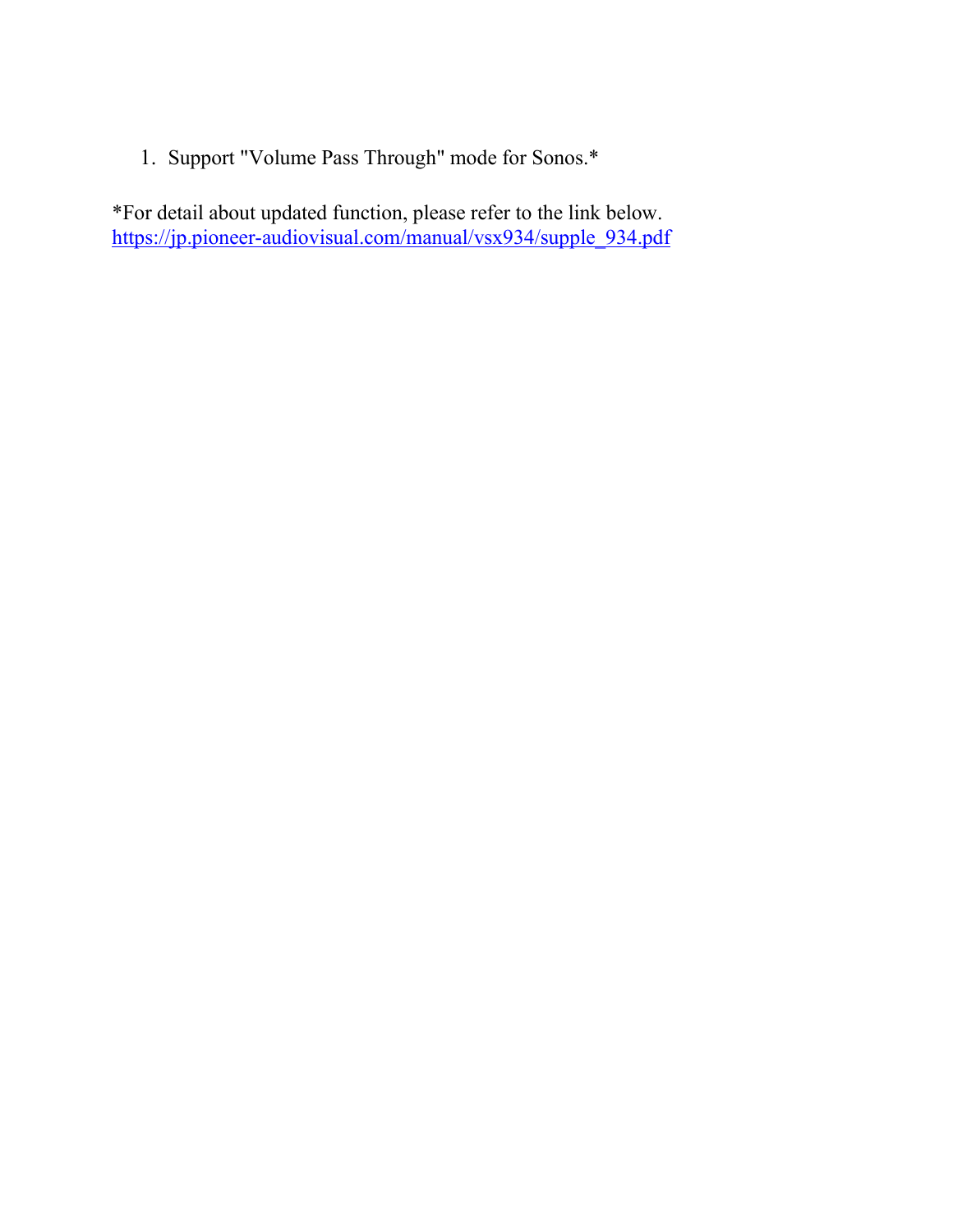1. Support "Volume Pass Through" mode for Sonos.*

*For detail about updated function, please refer to the link below.
https://jp.pioneer-audiovisual.com/manual/vsx934/supple_934.pdf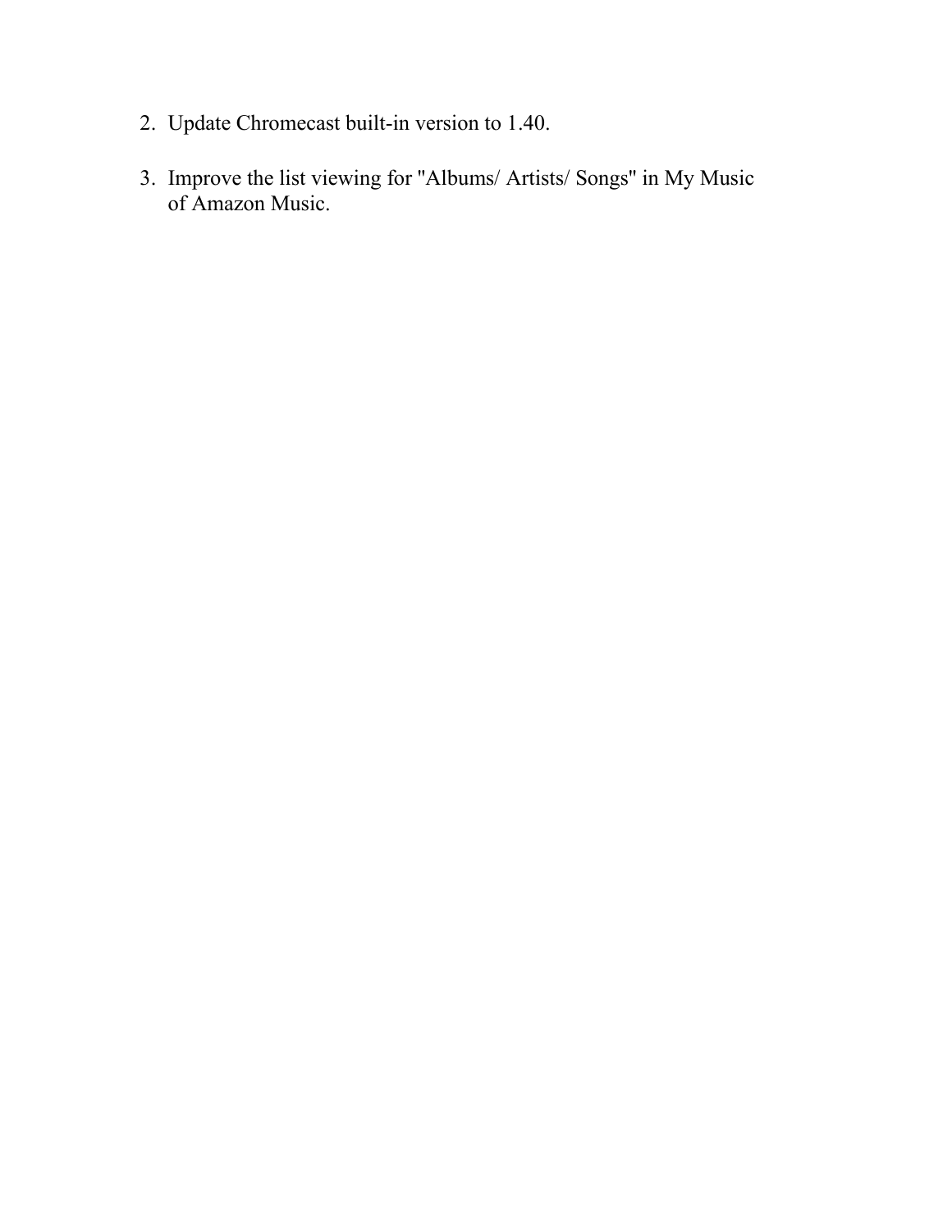2. Update Chromecast built-in version to 1.40.

3. Improve the list viewing for "Albums/ Artists/ Songs" in My Music of Amazon Music.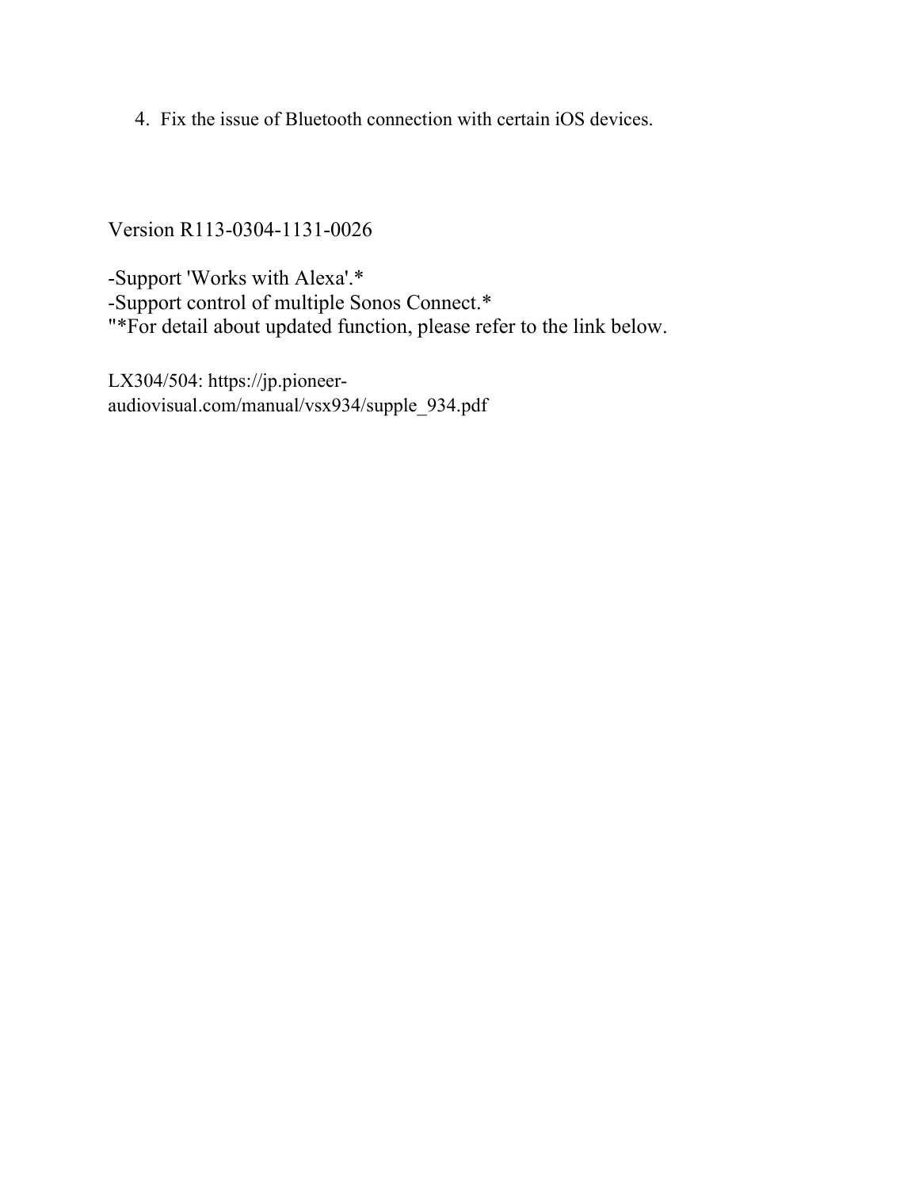4. Fix the issue of Bluetooth connection with certain iOS devices.

Version R113-0304-1131-0026

-Support 'Works with Alexa'.*
-Support control of multiple Sonos Connect.*
"*For detail about updated function, please refer to the link below.

LX304/504: https://jp.pioneer-audiovisual.com/manual/vsx934/supple_934.pdf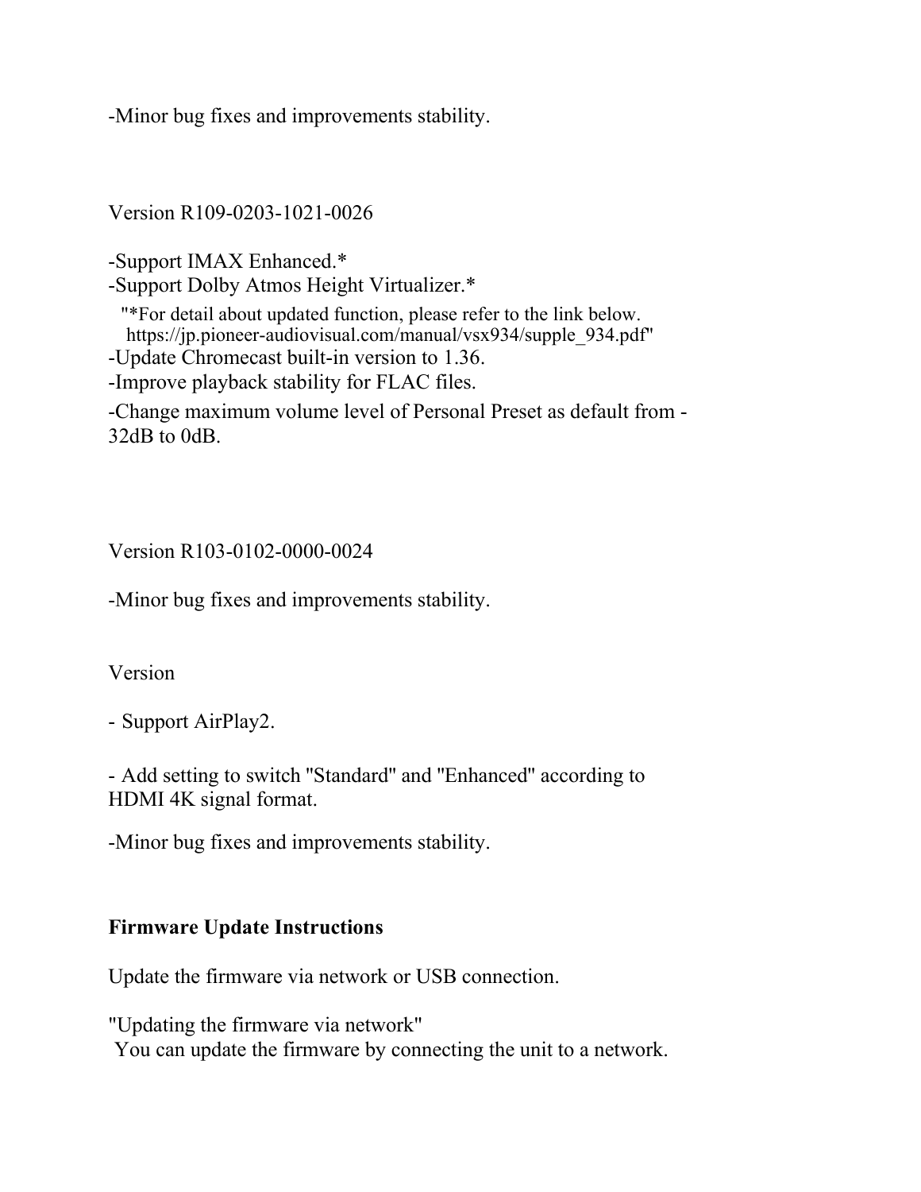-Minor bug fixes and improvements stability.

Version R109-0203-1021-0026

-Support IMAX Enhanced.*
-Support Dolby Atmos Height Virtualizer.*
"*For detail about updated function, please refer to the link below.
https://jp.pioneer-audiovisual.com/manual/vsx934/supple_934.pdf"
-Update Chromecast built-in version to 1.36.
-Improve playback stability for FLAC files.
-Change maximum volume level of Personal Preset as default from -32dB to 0dB.

Version R103-0102-0000-0024

-Minor bug fixes and improvements stability.

Version

- Support AirPlay2.

- Add setting to switch "Standard" and "Enhanced" according to HDMI 4K signal format.

-Minor bug fixes and improvements stability.

**Firmware Update Instructions**

Update the firmware via network or USB connection.

"Updating the firmware via network"
You can update the firmware by connecting the unit to a network.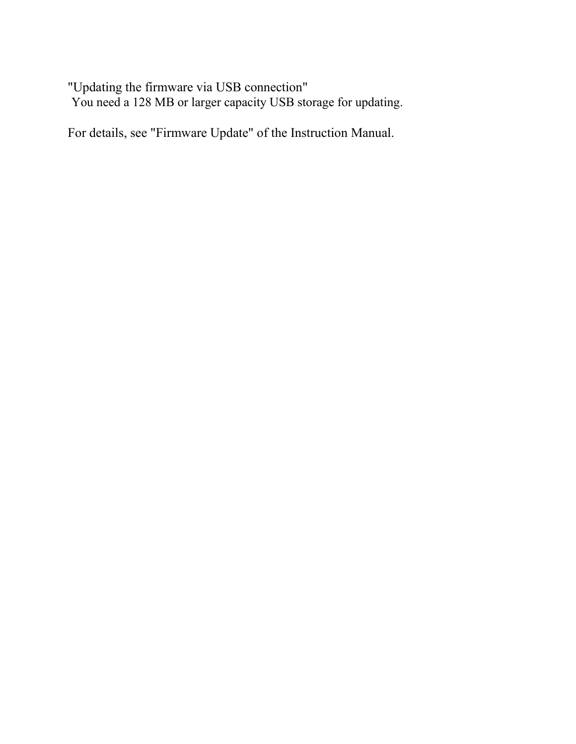"Updating the firmware via USB connection"

You need a 128 MB or larger capacity USB storage for updating.

For details, see "Firmware Update" of the Instruction Manual.